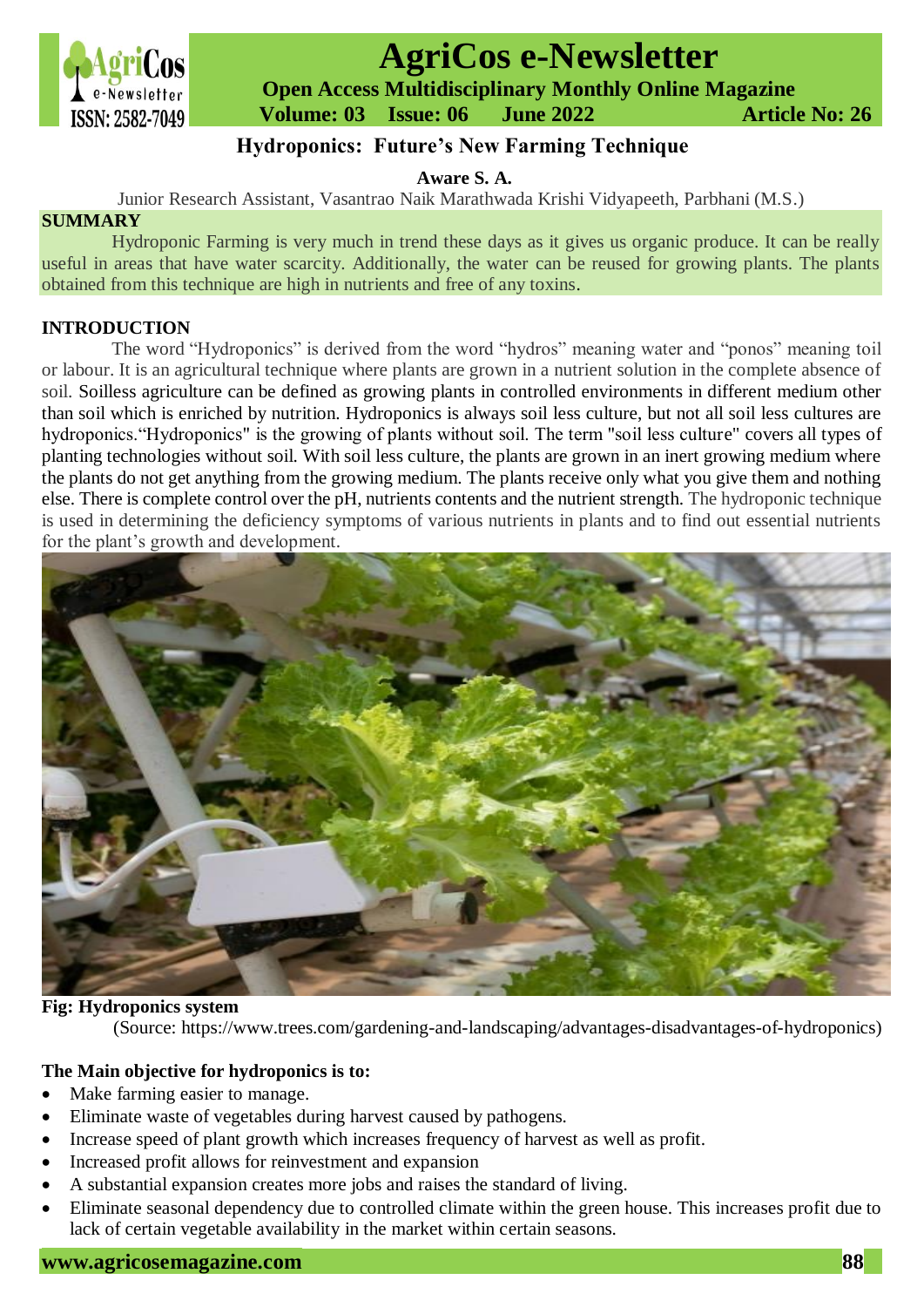# Hydroponics: Future's New Farming Technique

**Aware S. A.**

Junior Research Assistant, Vasantrao Naik Marathwada Krishi Vidyapeeth, Parbhani (M.S.)

## SUMMARY

Hydroponic Farming is very much in trend these days as it gives us organic produce. It can be really useful in areas that have water scarcity. Additionally, the water can be reused for growing plants. The plants obtained from this technique are high in nutrients and free of any toxins.

## INTRODUCTION

The word "Hydroponics" is derived from the word "hydros" meaning water and "ponos" meaning toil or labour. It is an agricultural technique where plants are grown in a nutrient solution in the complete absence of soil. Soilless agriculture can be defined as growing plants in controlled environments in different medium other than soil which is enriched by nutrition. Hydroponics is always soil less culture, but not all soil less cultures are hydroponics."Hydroponics" is the growing of plants without soil. The term "soil less culture" covers all types of planting technologies without soil. With soil less culture, the plants are grown in an inert growing medium where the plants do not get anything from the growing medium. The plants receive only what you give them and nothing else. There is complete control over the pH, nutrients contents and the nutrient strength. The hydroponic technique is used in determining the deficiency symptoms of various nutrients in plants and to find out essential nutrients for the plant's growth and development.

**Fig: Hydroponics system**

(Source: https://www.trees.com/gardening-and-landscaping/advantages-disadvantages-of-hydroponics)

**The Main objective for hydroponics is to:**

- Make farming easier to manage.
- Eliminate waste of vegetables during harvest caused by pathogens.
- Increase speed of plant growth which increases frequency of harvest as well as profit.
- Increased profit allows for reinvestment and expansion
- A substantial expansion creates more jobs and raises the standard of living.
- Eliminate seasonal dependency due to controlled climate within the green house. This increases profit due to lack of certain vegetable availability in the market within certain seasons.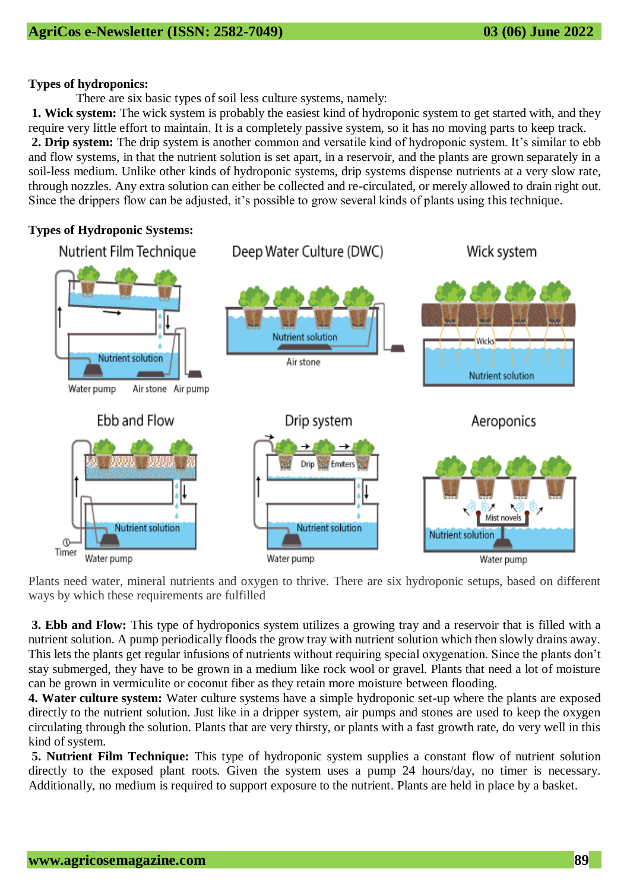**Types of hydroponics:**

There are six basic types of soil less culture systems, namely:

**1. Wick system:** The wick system is probably the easiest kind of hydroponic system to get started with, and they require very little effort to maintain. It is a completely passive system, so it has no moving parts to keep track.

**2. Drip system:** The drip system is another common and versatile kind of hydroponic system. It's similar to ebb and flow systems, in that the nutrient solution is set apart, in a reservoir, and the plants are grown separately in a soil-less medium. Unlike other kinds of hydroponic systems, drip systems dispense nutrients at a very slow rate, through nozzles. Any extra solution can either be collected and re-circulated, or merely allowed to drain right out. Since the drippers flow can be adjusted, it's possible to grow several kinds of plants using this technique.

**Types of Hydroponic Systems:**

Plants need water, mineral nutrients and oxygen to thrive. There are six hydroponic setups, based on different ways by which these requirements are fulfilled

**3. Ebb and Flow:** This type of hydroponics system utilizes a growing tray and a reservoir that is filled with a nutrient solution. A pump periodically floods the grow tray with nutrient solution which then slowly drains away. This lets the plants get regular infusions of nutrients without requiring special oxygenation. Since the plants don't stay submerged, they have to be grown in a medium like rock wool or gravel. Plants that need a lot of moisture can be grown in vermiculite or coconut fiber as they retain more moisture between flooding.

**4. Water culture system:** Water culture systems have a simple hydroponic set-up where the plants are exposed directly to the nutrient solution. Just like in a dripper system, air pumps and stones are used to keep the oxygen circulating through the solution. Plants that are very thirsty, or plants with a fast growth rate, do very well in this kind of system.

**5. Nutrient Film Technique:** This type of hydroponic system supplies a constant flow of nutrient solution directly to the exposed plant roots. Given the system uses a pump 24 hours/day, no timer is necessary. Additionally, no medium is required to support exposure to the nutrient. Plants are held in place by a basket.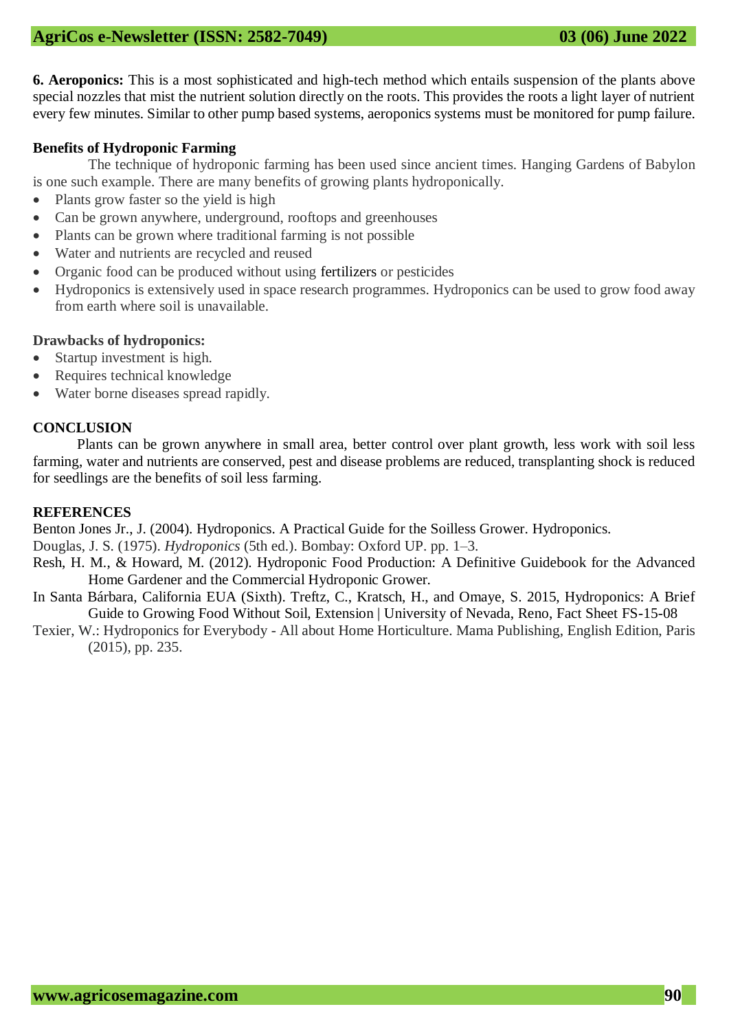**6. Aeroponics:** This is a most sophisticated and high-tech method which entails suspension of the plants above special nozzles that mist the nutrient solution directly on the roots. This provides the roots a light layer of nutrient every few minutes. Similar to other pump based systems, aeroponics systems must be monitored for pump failure.

**Benefits of Hydroponic Farming**

The technique of hydroponic farming has been used since ancient times. Hanging Gardens of Babylon is one such example. There are many benefits of growing plants hydroponically.

- Plants grow faster so the yield is high
- Can be grown anywhere, underground, rooftops and greenhouses
- Plants can be grown where traditional farming is not possible
- Water and nutrients are recycled and reused
- Organic food can be produced without using fertilizers or pesticides
- Hydroponics is extensively used in space research programmes. Hydroponics can be used to grow food away from earth where soil is unavailable.

**Drawbacks of hydroponics:**

- Startup investment is high.
- Requires technical knowledge
- Water borne diseases spread rapidly.

## CONCLUSION

Plants can be grown anywhere in small area, better control over plant growth, less work with soil less farming, water and nutrients are conserved, pest and disease problems are reduced, transplanting shock is reduced for seedlings are the benefits of soil less farming.

## REFERENCES

Benton Jones Jr., J. (2004). Hydroponics. A Practical Guide for the Soilless Grower. Hydroponics.

Douglas, J. S. (1975). *Hydroponics* (5th ed.). Bombay: Oxford UP. pp. 1–3.

Resh, H. M., & Howard, M. (2012). Hydroponic Food Production: A Definitive Guidebook for the Advanced Home Gardener and the Commercial Hydroponic Grower.

In Santa Bárbara, California EUA (Sixth). Treftz, C., Kratsch, H., and Omaye, S. 2015, Hydroponics: A Brief Guide to Growing Food Without Soil, Extension | University of Nevada, Reno, Fact Sheet FS-15-08

Texier, W.: Hydroponics for Everybody - All about Home Horticulture. Mama Publishing, English Edition, Paris (2015), pp. 235.